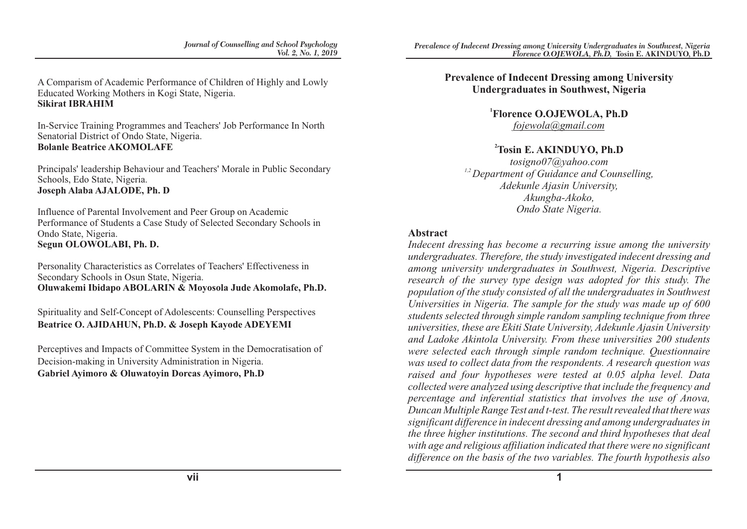A Comparism of Academic Performance of Children of Highly and Lowly Educated Working Mothers in Kogi State, Nigeria.
**Sikirat IBRAHIM**

In-Service Training Programmes and Teachers' Job Performance In North Senatorial District of Ondo State, Nigeria.
**Bolanle Beatrice AKOMOLAFE**

Principals' leadership Behaviour and Teachers' Morale in Public Secondary Schools, Edo State, Nigeria.
**Joseph Alaba AJALODE, Ph. D**

Influence of Parental Involvement and Peer Group on Academic Performance of Students a Case Study of Selected Secondary Schools in Ondo State, Nigeria.
**Segun OLOWOLABI, Ph. D.**

Personality Characteristics as Correlates of Teachers' Effectiveness in Secondary Schools in Osun State, Nigeria.
**Oluwakemi Ibidapo ABOLARIN & Moyosola Jude Akomolafe, Ph.D.**

Spirituality and Self-Concept of Adolescents: Counselling Perspectives
**Beatrice O. AJIDAHUN, Ph.D. & Joseph Kayode ADEYEMI**

Perceptives and Impacts of Committee System in the Democratisation of Decision-making in University Administration in Nigeria.
**Gabriel Ayimoro & Oluwatoyin Dorcas Ayimoro, Ph.D**

# Prevalence of Indecent Dressing among University Undergraduates in Southwest, Nigeria

**[1]Florence O.OJEWOLA, Ph.D**
*fojewola@gmail.com*

**[2]Tosin E. AKINDUYO, Ph.D**
*tosigno07@yahoo.com*
*[1,2] Department of Guidance and Counselling,*
*Adekunle Ajasin University,*
*Akungba-Akoko,*
*Ondo State Nigeria.*

## Abstract

*Indecent dressing has become a recurring issue among the university undergraduates. Therefore, the study investigated indecent dressing and among university undergraduates in Southwest, Nigeria. Descriptive research of the survey type design was adopted for this study. The population of the study consisted of all the undergraduates in Southwest Universities in Nigeria. The sample for the study was made up of 600 students selected through simple random sampling technique from three universities, these are Ekiti State University, Adekunle Ajasin University and Ladoke Akintola University. From these universities 200 students were selected each through simple random technique. Questionnaire was used to collect data from the respondents. A research question was raised and four hypotheses were tested at 0.05 alpha level. Data collected were analyzed using descriptive that include the frequency and percentage and inferential statistics that involves the use of Anova, Duncan Multiple Range Test and t-test. The result revealed that there was significant difference in indecent dressing and among undergraduates in the three higher institutions. The second and third hypotheses that deal with age and religious affiliation indicated that there were no significant difference on the basis of the two variables. The fourth hypothesis also*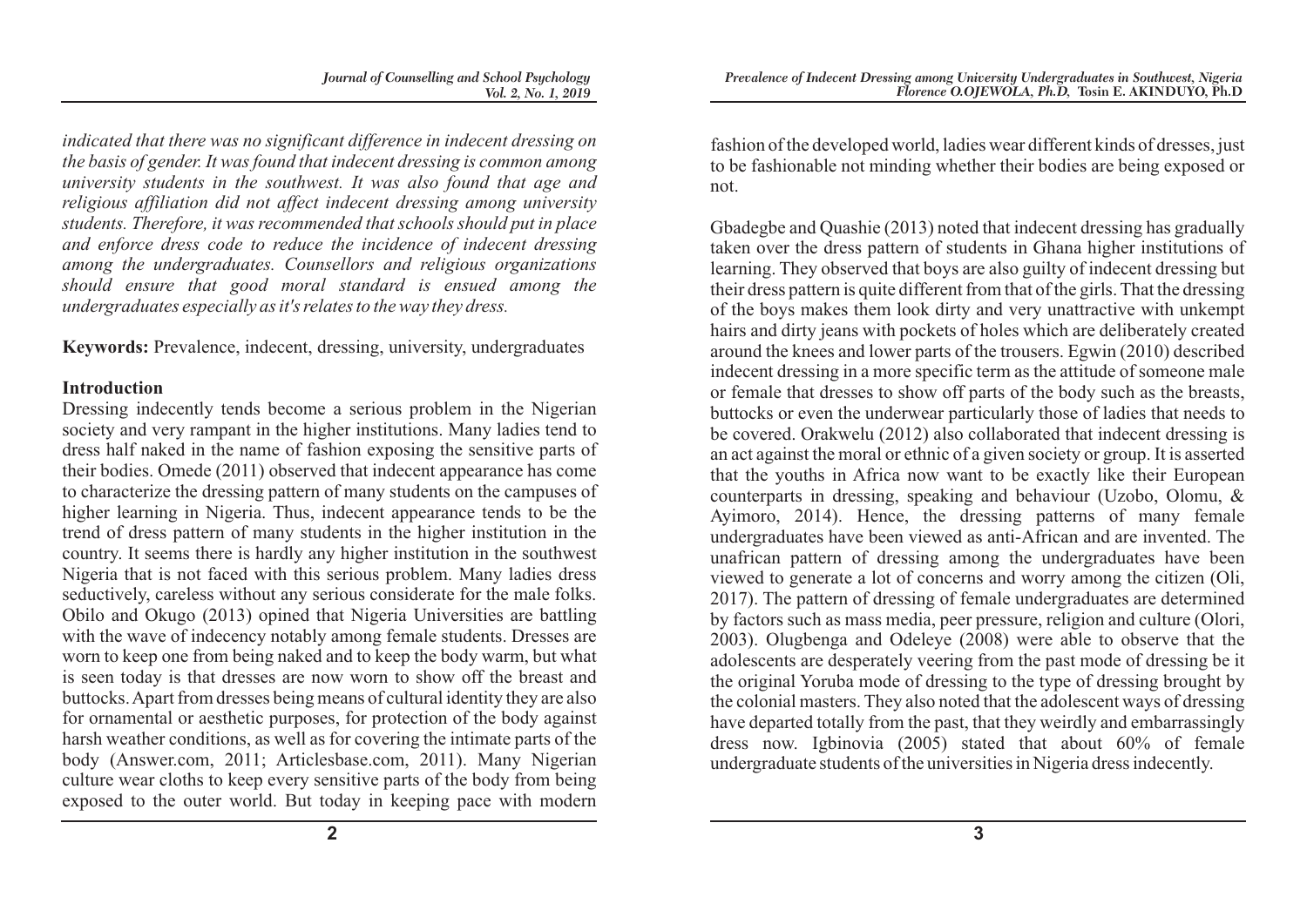*indicated that there was no significant difference in indecent dressing on the basis of gender. It was found that indecent dressing is common among university students in the southwest. It was also found that age and religious affiliation did not affect indecent dressing among university students. Therefore, it was recommended that schools should put in place and enforce dress code to reduce the incidence of indecent dressing among the undergraduates. Counsellors and religious organizations should ensure that good moral standard is ensued among the undergraduates especially as it's relates to the way they dress.*

**Keywords:** Prevalence, indecent, dressing, university, undergraduates

## Introduction

Dressing indecently tends become a serious problem in the Nigerian society and very rampant in the higher institutions. Many ladies tend to dress half naked in the name of fashion exposing the sensitive parts of their bodies. Omede (2011) observed that indecent appearance has come to characterize the dressing pattern of many students on the campuses of higher learning in Nigeria. Thus, indecent appearance tends to be the trend of dress pattern of many students in the higher institution in the country. It seems there is hardly any higher institution in the southwest Nigeria that is not faced with this serious problem. Many ladies dress seductively, careless without any serious considerate for the male folks. Obilo and Okugo (2013) opined that Nigeria Universities are battling with the wave of indecency notably among female students. Dresses are worn to keep one from being naked and to keep the body warm, but what is seen today is that dresses are now worn to show off the breast and buttocks. Apart from dresses being means of cultural identity they are also for ornamental or aesthetic purposes, for protection of the body against harsh weather conditions, as well as for covering the intimate parts of the body (Answer.com, 2011; Articlesbase.com, 2011). Many Nigerian culture wear cloths to keep every sensitive parts of the body from being exposed to the outer world. But today in keeping pace with modern fashion of the developed world, ladies wear different kinds of dresses, just to be fashionable not minding whether their bodies are being exposed or not.

Gbadegbe and Quashie (2013) noted that indecent dressing has gradually taken over the dress pattern of students in Ghana higher institutions of learning. They observed that boys are also guilty of indecent dressing but their dress pattern is quite different from that of the girls. That the dressing of the boys makes them look dirty and very unattractive with unkempt hairs and dirty jeans with pockets of holes which are deliberately created around the knees and lower parts of the trousers. Egwin (2010) described indecent dressing in a more specific term as the attitude of someone male or female that dresses to show off parts of the body such as the breasts, buttocks or even the underwear particularly those of ladies that needs to be covered. Orakwelu (2012) also collaborated that indecent dressing is an act against the moral or ethnic of a given society or group. It is asserted that the youths in Africa now want to be exactly like their European counterparts in dressing, speaking and behaviour (Uzobo, Olomu, & Ayimoro, 2014). Hence, the dressing patterns of many female undergraduates have been viewed as anti-African and are invented. The unafrican pattern of dressing among the undergraduates have been viewed to generate a lot of concerns and worry among the citizen (Oli, 2017). The pattern of dressing of female undergraduates are determined by factors such as mass media, peer pressure, religion and culture (Olori, 2003). Olugbenga and Odeleye (2008) were able to observe that the adolescents are desperately veering from the past mode of dressing be it the original Yoruba mode of dressing to the type of dressing brought by the colonial masters. They also noted that the adolescent ways of dressing have departed totally from the past, that they weirdly and embarrassingly dress now. Igbinovia (2005) stated that about 60% of female undergraduate students of the universities in Nigeria dress indecently.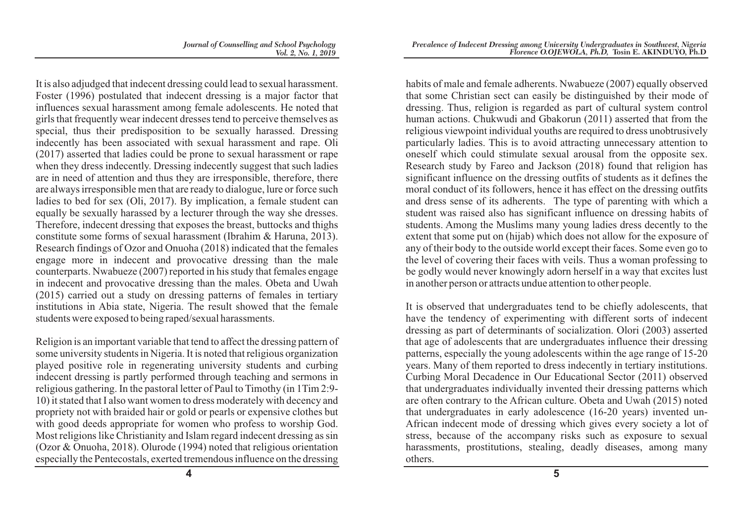It is also adjudged that indecent dressing could lead to sexual harassment. Foster (1996) postulated that indecent dressing is a major factor that influences sexual harassment among female adolescents. He noted that girls that frequently wear indecent dresses tend to perceive themselves as special, thus their predisposition to be sexually harassed. Dressing indecently has been associated with sexual harassment and rape. Oli (2017) asserted that ladies could be prone to sexual harassment or rape when they dress indecently. Dressing indecently suggest that such ladies are in need of attention and thus they are irresponsible, therefore, there are always irresponsible men that are ready to dialogue, lure or force such ladies to bed for sex (Oli, 2017). By implication, a female student can equally be sexually harassed by a lecturer through the way she dresses. Therefore, indecent dressing that exposes the breast, buttocks and thighs constitute some forms of sexual harassment (Ibrahim & Haruna, 2013). Research findings of Ozor and Onuoha (2018) indicated that the females engage more in indecent and provocative dressing than the male counterparts. Nwabueze (2007) reported in his study that females engage in indecent and provocative dressing than the males. Obeta and Uwah (2015) carried out a study on dressing patterns of females in tertiary institutions in Abia state, Nigeria. The result showed that the female students were exposed to being raped/sexual harassments.

Religion is an important variable that tend to affect the dressing pattern of some university students in Nigeria. It is noted that religious organization played positive role in regenerating university students and curbing indecent dressing is partly performed through teaching and sermons in religious gathering. In the pastoral letter of Paul to Timothy (in 1Tim 2:9-10) it stated that I also want women to dress moderately with decency and propriety not with braided hair or gold or pearls or expensive clothes but with good deeds appropriate for women who profess to worship God. Most religions like Christianity and Islam regard indecent dressing as sin (Ozor & Onuoha, 2018). Olurode (1994) noted that religious orientation especially the Pentecostals, exerted tremendous influence on the dressing habits of male and female adherents. Nwabueze (2007) equally observed that some Christian sect can easily be distinguished by their mode of dressing. Thus, religion is regarded as part of cultural system control human actions. Chukwudi and Gbakorun (2011) asserted that from the religious viewpoint individual youths are required to dress unobtrusively particularly ladies. This is to avoid attracting unnecessary attention to oneself which could stimulate sexual arousal from the opposite sex. Research study by Fareo and Jackson (2018) found that religion has significant influence on the dressing outfits of students as it defines the moral conduct of its followers, hence it has effect on the dressing outfits and dress sense of its adherents. The type of parenting with which a student was raised also has significant influence on dressing habits of students. Among the Muslims many young ladies dress decently to the extent that some put on (hijab) which does not allow for the exposure of any of their body to the outside world except their faces. Some even go to the level of covering their faces with veils. Thus a woman professing to be godly would never knowingly adorn herself in a way that excites lust in another person or attracts undue attention to other people.

It is observed that undergraduates tend to be chiefly adolescents, that have the tendency of experimenting with different sorts of indecent dressing as part of determinants of socialization. Olori (2003) asserted that age of adolescents that are undergraduates influence their dressing patterns, especially the young adolescents within the age range of 15-20 years. Many of them reported to dress indecently in tertiary institutions. Curbing Moral Decadence in Our Educational Sector (2011) observed that undergraduates individually invented their dressing patterns which are often contrary to the African culture. Obeta and Uwah (2015) noted that undergraduates in early adolescence (16-20 years) invented un-African indecent mode of dressing which gives every society a lot of stress, because of the accompany risks such as exposure to sexual harassments, prostitutions, stealing, deadly diseases, among many others.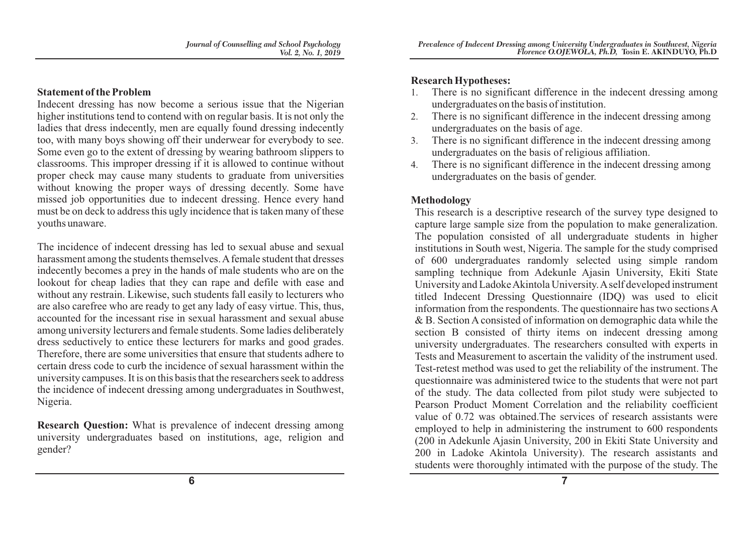### Statement of the Problem

Indecent dressing has now become a serious issue that the Nigerian higher institutions tend to contend with on regular basis. It is not only the ladies that dress indecently, men are equally found dressing indecently too, with many boys showing off their underwear for everybody to see. Some even go to the extent of dressing by wearing bathroom slippers to classrooms. This improper dressing if it is allowed to continue without proper check may cause many students to graduate from universities without knowing the proper ways of dressing decently. Some have missed job opportunities due to indecent dressing. Hence every hand must be on deck to address this ugly incidence that is taken many of these youths unaware.

The incidence of indecent dressing has led to sexual abuse and sexual harassment among the students themselves. A female student that dresses indecently becomes a prey in the hands of male students who are on the lookout for cheap ladies that they can rape and defile with ease and without any restrain. Likewise, such students fall easily to lecturers who are also carefree who are ready to get any lady of easy virtue. This, thus, accounted for the incessant rise in sexual harassment and sexual abuse among university lecturers and female students. Some ladies deliberately dress seductively to entice these lecturers for marks and good grades. Therefore, there are some universities that ensure that students adhere to certain dress code to curb the incidence of sexual harassment within the university campuses. It is on this basis that the researchers seek to address the incidence of indecent dressing among undergraduates in Southwest, Nigeria.

**Research Question:** What is prevalence of indecent dressing among university undergraduates based on institutions, age, religion and gender?

### Research Hypotheses:

1. There is no significant difference in the indecent dressing among undergraduates on the basis of institution.
2. There is no significant difference in the indecent dressing among undergraduates on the basis of age.
3. There is no significant difference in the indecent dressing among undergraduates on the basis of religious affiliation.
4. There is no significant difference in the indecent dressing among undergraduates on the basis of gender.

### Methodology

This research is a descriptive research of the survey type designed to capture large sample size from the population to make generalization. The population consisted of all undergraduate students in higher institutions in South west, Nigeria. The sample for the study comprised of 600 undergraduates randomly selected using simple random sampling technique from Adekunle Ajasin University, Ekiti State University and Ladoke Akintola University. A self developed instrument titled Indecent Dressing Questionnaire (IDQ) was used to elicit information from the respondents. The questionnaire has two sections A & B. Section A consisted of information on demographic data while the section B consisted of thirty items on indecent dressing among university undergraduates. The researchers consulted with experts in Tests and Measurement to ascertain the validity of the instrument used. Test-retest method was used to get the reliability of the instrument. The questionnaire was administered twice to the students that were not part of the study. The data collected from pilot study were subjected to Pearson Product Moment Correlation and the reliability coefficient value of 0.72 was obtained.The services of research assistants were employed to help in administering the instrument to 600 respondents (200 in Adekunle Ajasin University, 200 in Ekiti State University and 200 in Ladoke Akintola University). The research assistants and students were thoroughly intimated with the purpose of the study. The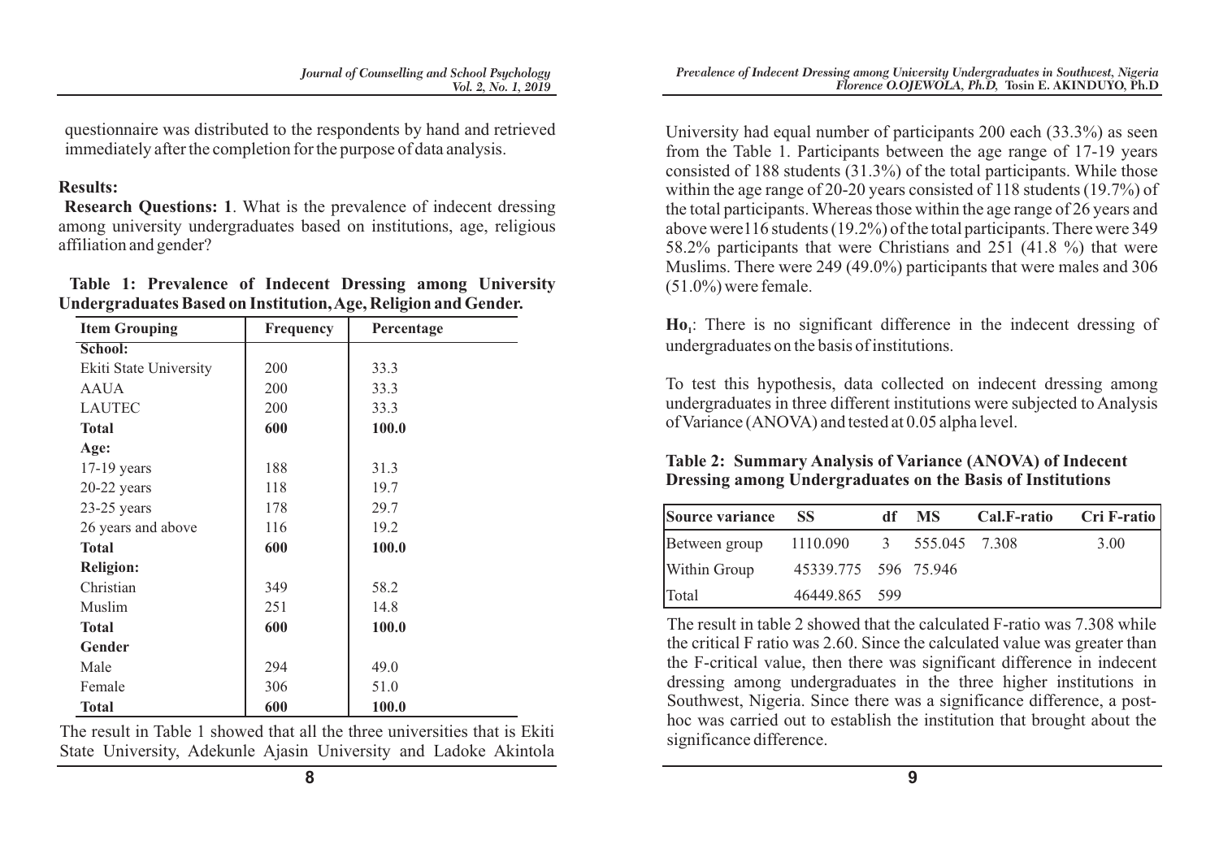questionnaire was distributed to the respondents by hand and retrieved immediately after the completion for the purpose of data analysis.

**Results:**

**Research Questions: 1**. What is the prevalence of indecent dressing among university undergraduates based on institutions, age, religious affiliation and gender?

**Table 1: Prevalence of Indecent Dressing among University Undergraduates Based on Institution, Age, Religion and Gender.**

| Item Grouping | Frequency | Percentage |
|---|---|---|
| **School:** | | |
| Ekiti State University | 200 | 33.3 |
| AAUA | 200 | 33.3 |
| LAUTEC | 200 | 33.3 |
| **Total** | **600** | **100.0** |
| **Age:** | | |
| 17-19 years | 188 | 31.3 |
| 20-22 years | 118 | 19.7 |
| 23-25 years | 178 | 29.7 |
| 26 years and above | 116 | 19.2 |
| **Total** | **600** | **100.0** |
| **Religion:** | | |
| Christian | 349 | 58.2 |
| Muslim | 251 | 14.8 |
| **Total** | **600** | **100.0** |
| **Gender** | | |
| Male | 294 | 49.0 |
| Female | 306 | 51.0 |
| **Total** | **600** | **100.0** |

The result in Table 1 showed that all the three universities that is Ekiti State University, Adekunle Ajasin University and Ladoke Akintola University had equal number of participants 200 each (33.3%) as seen from the Table 1. Participants between the age range of 17-19 years consisted of 188 students (31.3%) of the total participants. While those within the age range of 20-20 years consisted of 118 students (19.7%) of the total participants. Whereas those within the age range of 26 years and above were116 students (19.2%) of the total participants. There were 349 58.2% participants that were Christians and 251 (41.8 %) that were Muslims. There were 249 (49.0%) participants that were males and 306 (51.0%) were female.

**Ho$_1$**: There is no significant difference in the indecent dressing of undergraduates on the basis of institutions.

To test this hypothesis, data collected on indecent dressing among undergraduates in three different institutions were subjected to Analysis of Variance (ANOVA) and tested at 0.05 alpha level.

**Table 2: Summary Analysis of Variance (ANOVA) of Indecent Dressing among Undergraduates on the Basis of Institutions**

| Source variance | SS | df | MS | Cal.F-ratio | Cri F-ratio |
|---|---|---|---|---|---|
| Between group | 1110.090 | 3 | 555.045 | 7.308 | 3.00 |
| Within Group | 45339.775 | 596 | 75.946 | | |
| Total | 46449.865 | 599 | | | |

The result in table 2 showed that the calculated F-ratio was 7.308 while the critical F ratio was 2.60. Since the calculated value was greater than the F-critical value, then there was significant difference in indecent dressing among undergraduates in the three higher institutions in Southwest, Nigeria. Since there was a significance difference, a post-hoc was carried out to establish the institution that brought about the significance difference.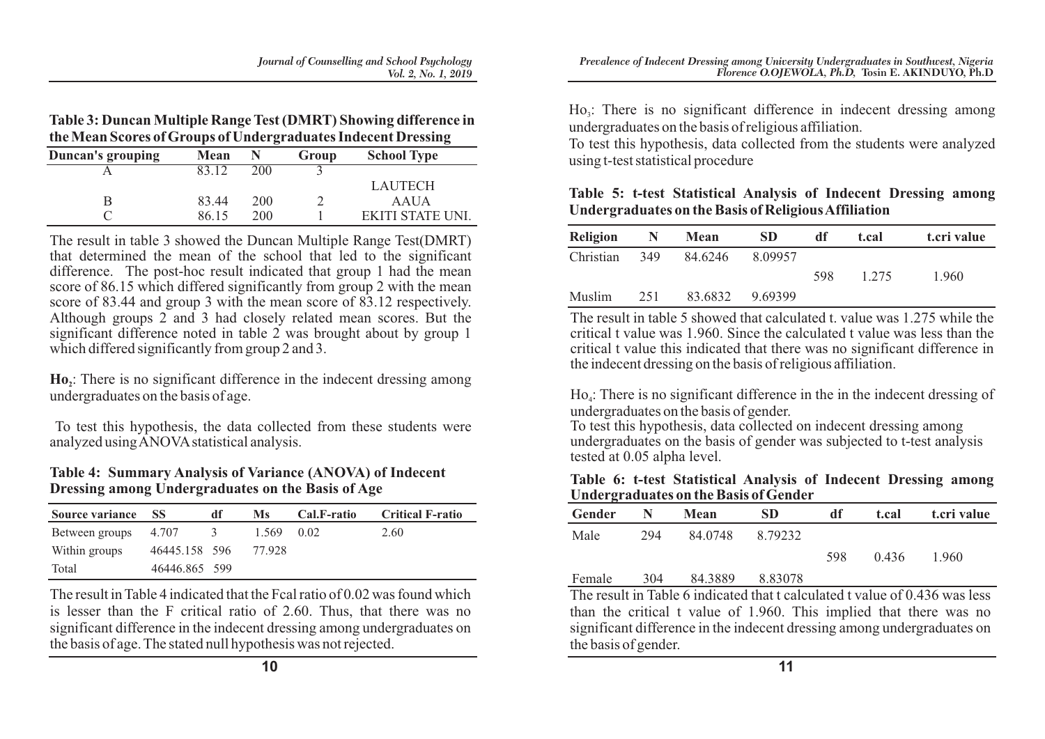**Table 3: Duncan Multiple Range Test (DMRT) Showing difference in the Mean Scores of Groups of Undergraduates Indecent Dressing**

| Duncan's grouping | Mean | N | Group | School Type |
|---|---|---|---|---|
| A | 83.12 | 200 | 3 | LAUTECH |
| B | 83.44 | 200 | 2 | AAUA |
| C | 86.15 | 200 | 1 | EKITI STATE UNI. |

The result in table 3 showed the Duncan Multiple Range Test(DMRT) that determined the mean of the school that led to the significant difference. The post-hoc result indicated that group 1 had the mean score of 86.15 which differed significantly from group 2 with the mean score of 83.44 and group 3 with the mean score of 83.12 respectively. Although groups 2 and 3 had closely related mean scores. But the significant difference noted in table 2 was brought about by group 1 which differed significantly from group 2 and 3.

**$Ho_2$**: There is no significant difference in the indecent dressing among undergraduates on the basis of age.

To test this hypothesis, the data collected from these students were analyzed using ANOVA statistical analysis.

**Table 4: Summary Analysis of Variance (ANOVA) of Indecent Dressing among Undergraduates on the Basis of Age**

| Source variance | SS | df | Ms | Cal.F-ratio | Critical F-ratio |
|---|---|---|---|---|---|
| Between groups | 4.707 | 3 | 1.569 | 0.02 | 2.60 |
| Within groups | 46445.158 | 596 | 77.928 | | |
| Total | 46446.865 | 599 | | | |

The result in Table 4 indicated that the Fcal ratio of 0.02 was found which is lesser than the F critical ratio of 2.60. Thus, that there was no significant difference in the indecent dressing among undergraduates on the basis of age. The stated null hypothesis was not rejected.

$Ho_3$: There is no significant difference in indecent dressing among undergraduates on the basis of religious affiliation.

To test this hypothesis, data collected from the students were analyzed using t-test statistical procedure

**Table 5: t-test Statistical Analysis of Indecent Dressing among Undergraduates on the Basis of Religious Affiliation**

| Religion | N | Mean | SD | df | t.cal | t.cri value |
|---|---|---|---|---|---|---|
| Christian | 349 | 84.6246 | 8.09957 | 598 | 1.275 | 1.960 |
| Muslim | 251 | 83.6832 | 9.69399 | | | |

The result in table 5 showed that calculated t. value was 1.275 while the critical t value was 1.960. Since the calculated t value was less than the critical t value this indicated that there was no significant difference in the indecent dressing on the basis of religious affiliation.

$Ho_4$: There is no significant difference in the in the indecent dressing of undergraduates on the basis of gender.

To test this hypothesis, data collected on indecent dressing among undergraduates on the basis of gender was subjected to t-test analysis tested at 0.05 alpha level.

**Table 6: t-test Statistical Analysis of Indecent Dressing among Undergraduates on the Basis of Gender**

| Gender | N | Mean | SD | df | t.cal | t.cri value |
|---|---|---|---|---|---|---|
| Male | 294 | 84.0748 | 8.79232 | 598 | 0.436 | 1.960 |
| Female | 304 | 84.3889 | 8.83078 | | | |

The result in Table 6 indicated that t calculated t value of 0.436 was less than the critical t value of 1.960. This implied that there was no significant difference in the indecent dressing among undergraduates on the basis of gender.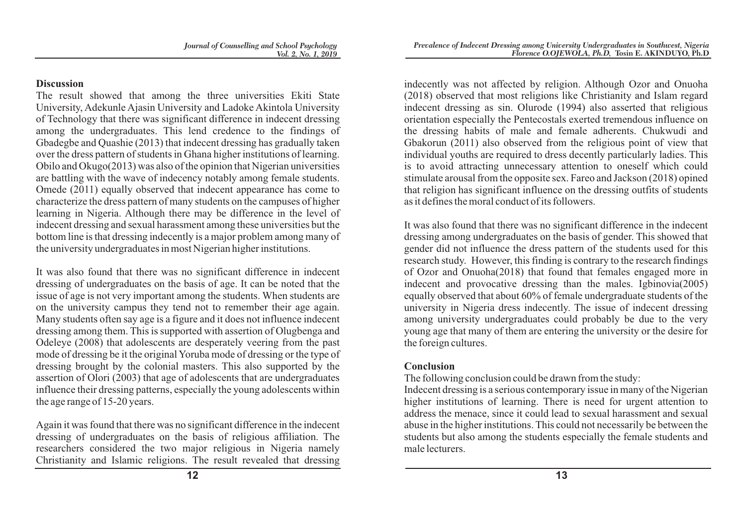## Discussion

The result showed that among the three universities Ekiti State University, Adekunle Ajasin University and Ladoke Akintola University of Technology that there was significant difference in indecent dressing among the undergraduates. This lend credence to the findings of Gbadegbe and Quashie (2013) that indecent dressing has gradually taken over the dress pattern of students in Ghana higher institutions of learning. Obilo and Okugo(2013) was also of the opinion that Nigerian universities are battling with the wave of indecency notably among female students. Omede (2011) equally observed that indecent appearance has come to characterize the dress pattern of many students on the campuses of higher learning in Nigeria. Although there may be difference in the level of indecent dressing and sexual harassment among these universities but the bottom line is that dressing indecently is a major problem among many of the university undergraduates in most Nigerian higher institutions.

It was also found that there was no significant difference in indecent dressing of undergraduates on the basis of age. It can be noted that the issue of age is not very important among the students. When students are on the university campus they tend not to remember their age again. Many students often say age is a figure and it does not influence indecent dressing among them. This is supported with assertion of Olugbenga and Odeleye (2008) that adolescents are desperately veering from the past mode of dressing be it the original Yoruba mode of dressing or the type of dressing brought by the colonial masters. This also supported by the assertion of Olori (2003) that age of adolescents that are undergraduates influence their dressing patterns, especially the young adolescents within the age range of 15-20 years.

Again it was found that there was no significant difference in the indecent dressing of undergraduates on the basis of religious affiliation. The researchers considered the two major religious in Nigeria namely Christianity and Islamic religions. The result revealed that dressing indecently was not affected by religion. Although Ozor and Onuoha (2018) observed that most religions like Christianity and Islam regard indecent dressing as sin. Olurode (1994) also asserted that religious orientation especially the Pentecostals exerted tremendous influence on the dressing habits of male and female adherents. Chukwudi and Gbakorun (2011) also observed from the religious point of view that individual youths are required to dress decently particularly ladies. This is to avoid attracting unnecessary attention to oneself which could stimulate arousal from the opposite sex. Fareo and Jackson (2018) opined that religion has significant influence on the dressing outfits of students as it defines the moral conduct of its followers.

It was also found that there was no significant difference in the indecent dressing among undergraduates on the basis of gender. This showed that gender did not influence the dress pattern of the students used for this research study. However, this finding is contrary to the research findings of Ozor and Onuoha(2018) that found that females engaged more in indecent and provocative dressing than the males. Igbinovia(2005) equally observed that about 60% of female undergraduate students of the university in Nigeria dress indecently. The issue of indecent dressing among university undergraduates could probably be due to the very young age that many of them are entering the university or the desire for the foreign cultures.

## Conclusion

The following conclusion could be drawn from the study:

Indecent dressing is a serious contemporary issue in many of the Nigerian higher institutions of learning. There is need for urgent attention to address the menace, since it could lead to sexual harassment and sexual abuse in the higher institutions. This could not necessarily be between the students but also among the students especially the female students and male lecturers.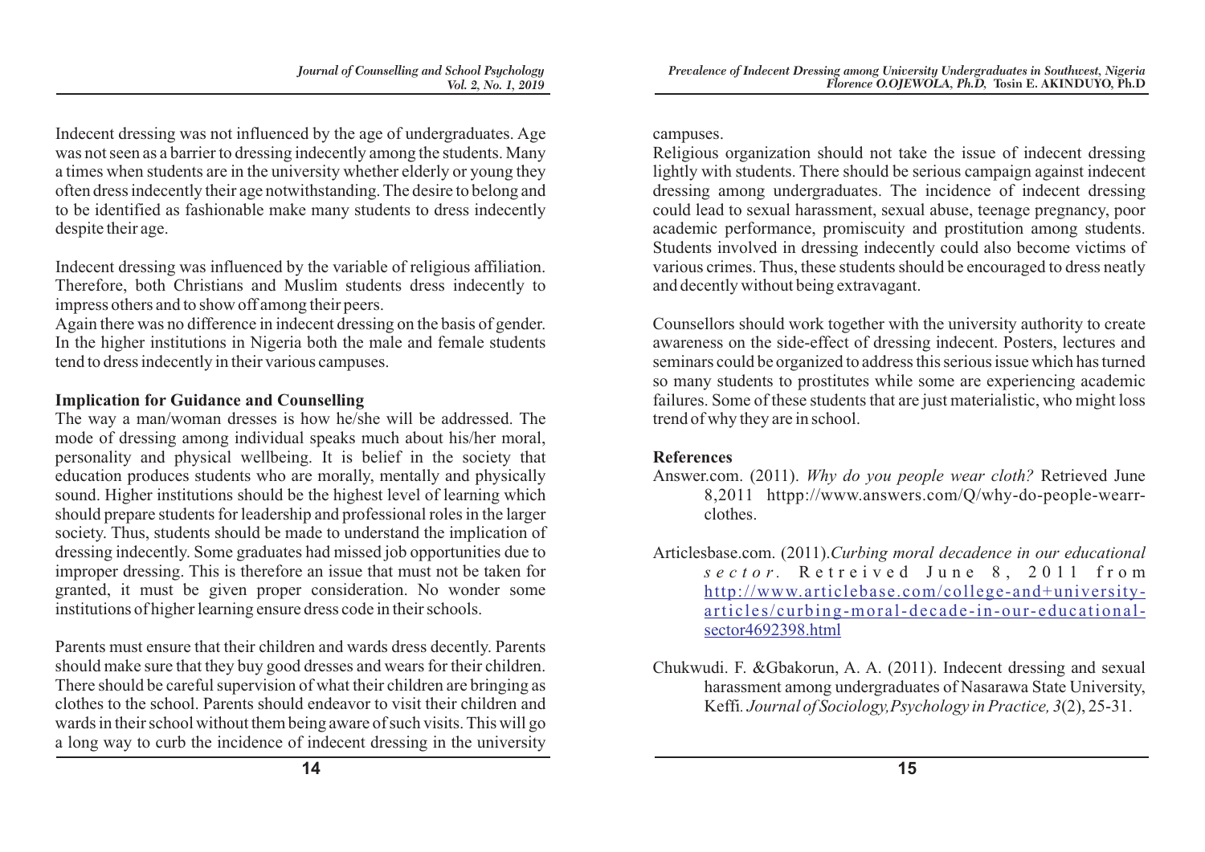Indecent dressing was not influenced by the age of undergraduates. Age was not seen as a barrier to dressing indecently among the students. Many a times when students are in the university whether elderly or young they often dress indecently their age notwithstanding. The desire to belong and to be identified as fashionable make many students to dress indecently despite their age.

Indecent dressing was influenced by the variable of religious affiliation. Therefore, both Christians and Muslim students dress indecently to impress others and to show off among their peers.

Again there was no difference in indecent dressing on the basis of gender. In the higher institutions in Nigeria both the male and female students tend to dress indecently in their various campuses.

**Implication for Guidance and Counselling**

The way a man/woman dresses is how he/she will be addressed. The mode of dressing among individual speaks much about his/her moral, personality and physical wellbeing. It is belief in the society that education produces students who are morally, mentally and physically sound. Higher institutions should be the highest level of learning which should prepare students for leadership and professional roles in the larger society. Thus, students should be made to understand the implication of dressing indecently. Some graduates had missed job opportunities due to improper dressing. This is therefore an issue that must not be taken for granted, it must be given proper consideration. No wonder some institutions of higher learning ensure dress code in their schools.

Parents must ensure that their children and wards dress decently. Parents should make sure that they buy good dresses and wears for their children. There should be careful supervision of what their children are bringing as clothes to the school. Parents should endeavor to visit their children and wards in their school without them being aware of such visits. This will go a long way to curb the incidence of indecent dressing in the university campuses.

Religious organization should not take the issue of indecent dressing lightly with students. There should be serious campaign against indecent dressing among undergraduates. The incidence of indecent dressing could lead to sexual harassment, sexual abuse, teenage pregnancy, poor academic performance, promiscuity and prostitution among students. Students involved in dressing indecently could also become victims of various crimes. Thus, these students should be encouraged to dress neatly and decently without being extravagant.

Counsellors should work together with the university authority to create awareness on the side-effect of dressing indecent. Posters, lectures and seminars could be organized to address this serious issue which has turned so many students to prostitutes while some are experiencing academic failures. Some of these students that are just materialistic, who might loss trend of why they are in school.

**References**

Answer.com. (2011). *Why do you people wear cloth?* Retrieved June 8,2011 httpp://www.answers.com/Q/why-do-people-wearr-clothes.

Articlesbase.com. (2011).*Curbing moral decadence in our educational sector*. Retreived June 8, 2011 from http://www.articlebase.com/college-and+university-articles/curbing-moral-decade-in-our-educational-sector4692398.html

Chukwudi. F. &Gbakorun, A. A. (2011). Indecent dressing and sexual harassment among undergraduates of Nasarawa State University, Keffi. *Journal of Sociology,Psychology in Practice, 3*(2), 25-31.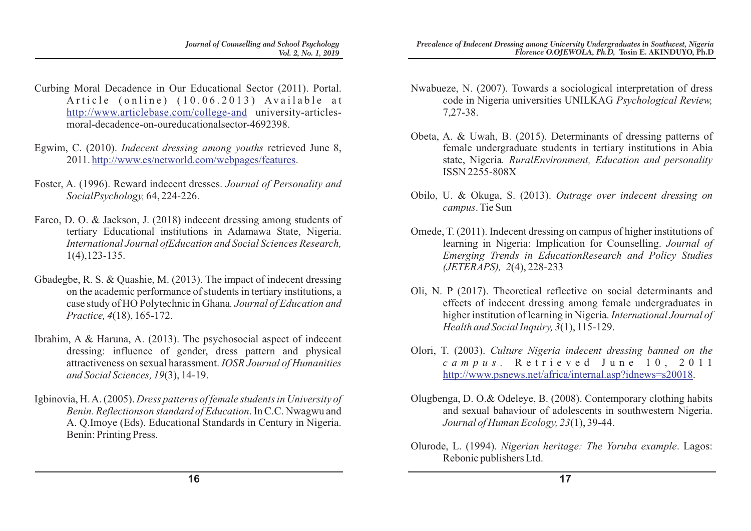Curbing Moral Decadence in Our Educational Sector (2011). Portal. Article (online) (10.06.2013) Available at http://www.articlebase.com/college-and university-articles-moral-decadence-on-oureducationalsector-4692398.

Egwim, C. (2010). *Indecent dressing among youths* retrieved June 8, 2011. http://www.es/networld.com/webpages/features.

Foster, A. (1996). Reward indecent dresses. *Journal of Personality and SocialPsychology,* 64, 224-226.

Fareo, D. O. & Jackson, J. (2018) indecent dressing among students of tertiary Educational institutions in Adamawa State, Nigeria. *International Journal ofEducation and Social Sciences Research,* 1(4),123-135.

Gbadegbe, R. S. & Quashie, M. (2013). The impact of indecent dressing on the academic performance of students in tertiary institutions, a case study of HO Polytechnic in Ghana. *Journal of Education and Practice, 4*(18), 165-172.

Ibrahim, A & Haruna, A. (2013). The psychosocial aspect of indecent dressing: influence of gender, dress pattern and physical attractiveness on sexual harassment. *IOSR Journal of Humanities and Social Sciences, 19*(3), 14-19.

Igbinovia, H. A. (2005). *Dress patterns of female students in University of Benin*. *Reflectionson standard of Education*. In C.C. Nwagwu and A. Q.Imoye (Eds). Educational Standards in Century in Nigeria. Benin: Printing Press.

Nwabueze, N. (2007). Towards a sociological interpretation of dress code in Nigeria universities UNILKAG *Psychological Review,* 7,27-38.

Obeta, A. & Uwah, B. (2015). Determinants of dressing patterns of female undergraduate students in tertiary institutions in Abia state, Nigeria*. RuralEnvironment, Education and personality* ISSN 2255-808X

Obilo, U. & Okuga, S. (2013). *Outrage over indecent dressing on campus*. Tie Sun

Omede, T. (2011). Indecent dressing on campus of higher institutions of learning in Nigeria: Implication for Counselling. *Journal of Emerging Trends in EducationResearch and Policy Studies (JETERAPS), 2*(4), 228-233

Oli, N. P (2017). Theoretical reflective on social determinants and effects of indecent dressing among female undergraduates in higher institution of learning in Nigeria. *International Journal of Health and Social Inquiry, 3*(1), 115-129.

Olori, T. (2003). *Culture Nigeria indecent dressing banned on the campus*. Retrieved June 10, 2011 http://www.psnews.net/africa/internal.asp?idnews=s20018.

Olugbenga, D. O.& Odeleye, B. (2008). Contemporary clothing habits and sexual bahaviour of adolescents in southwestern Nigeria. *Journal of Human Ecology, 23*(1), 39-44.

Olurode, L. (1994). *Nigerian heritage: The Yoruba example*. Lagos: Rebonic publishers Ltd.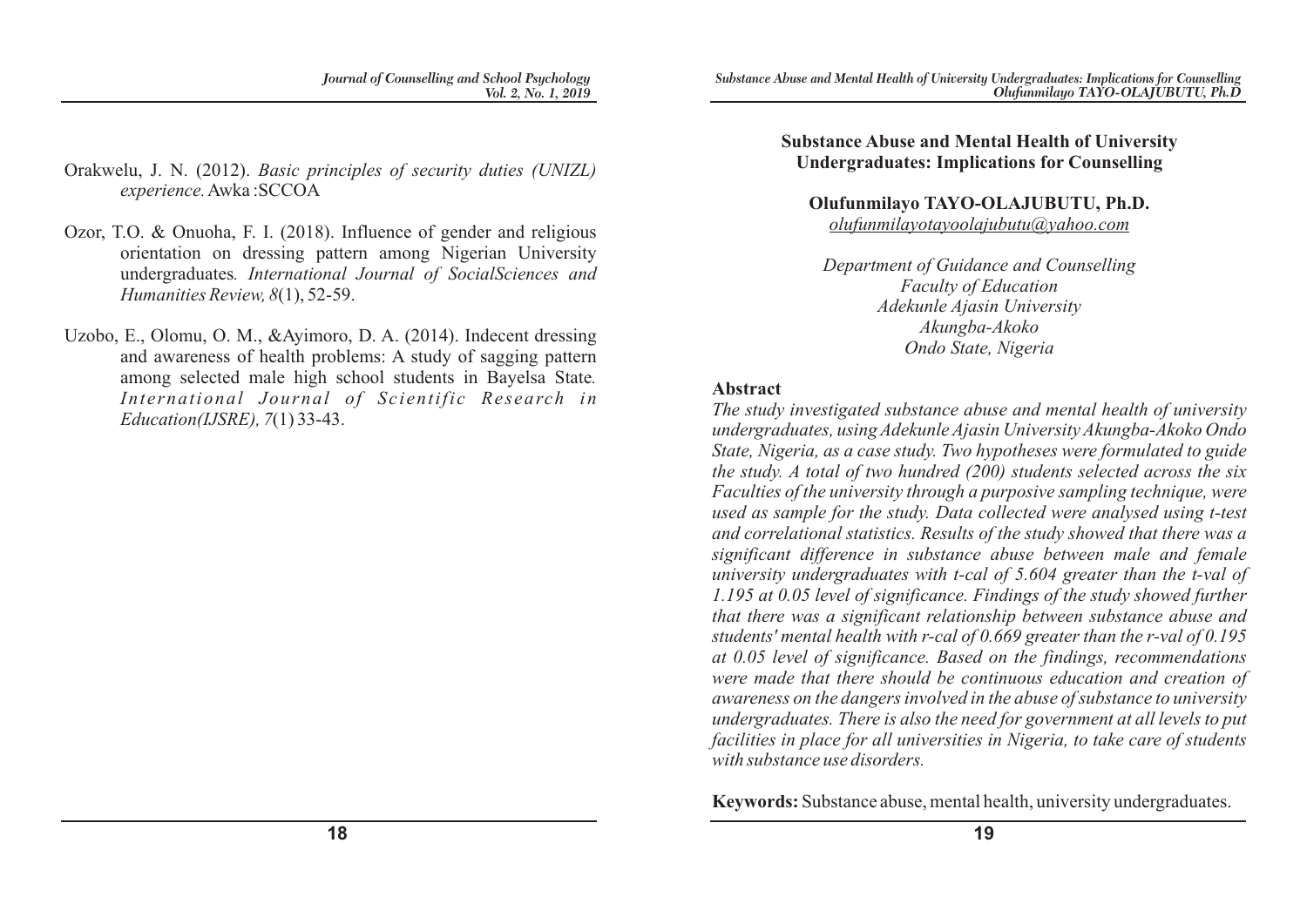Orakwelu, J. N. (2012). *Basic principles of security duties (UNIZL) experience.* Awka :SCCOA

Ozor, T.O. & Onuoha, F. I. (2018). Influence of gender and religious orientation on dressing pattern among Nigerian University undergraduates*. International Journal of SocialSciences and Humanities Review, 8*(1), 52-59.

Uzobo, E., Olomu, O. M., &Ayimoro, D. A. (2014). Indecent dressing and awareness of health problems: A study of sagging pattern among selected male high school students in Bayelsa State*. International Journal of Scientific Research in Education(IJSRE), 7*(1) 33-43.

# Substance Abuse and Mental Health of University Undergraduates: Implications for Counselling

**Olufunmilayo TAYO-OLAJUBUTU, Ph.D.**
olufunmilayotayoolajubutu@yahoo.com

*Department of Guidance and Counselling*
*Faculty of Education*
*Adekunle Ajasin University*
*Akungba-Akoko*
*Ondo State, Nigeria*

## Abstract

*The study investigated substance abuse and mental health of university undergraduates, using Adekunle Ajasin University Akungba-Akoko Ondo State, Nigeria, as a case study. Two hypotheses were formulated to guide the study. A total of two hundred (200) students selected across the six Faculties of the university through a purposive sampling technique, were used as sample for the study. Data collected were analysed using t-test and correlational statistics. Results of the study showed that there was a significant difference in substance abuse between male and female university undergraduates with t-cal of 5.604 greater than the t-val of 1.195 at 0.05 level of significance. Findings of the study showed further that there was a significant relationship between substance abuse and students' mental health with r-cal of 0.669 greater than the r-val of 0.195 at 0.05 level of significance. Based on the findings, recommendations were made that there should be continuous education and creation of awareness on the dangers involved in the abuse of substance to university undergraduates. There is also the need for government at all levels to put facilities in place for all universities in Nigeria, to take care of students with substance use disorders.*

**Keywords:** Substance abuse, mental health, university undergraduates.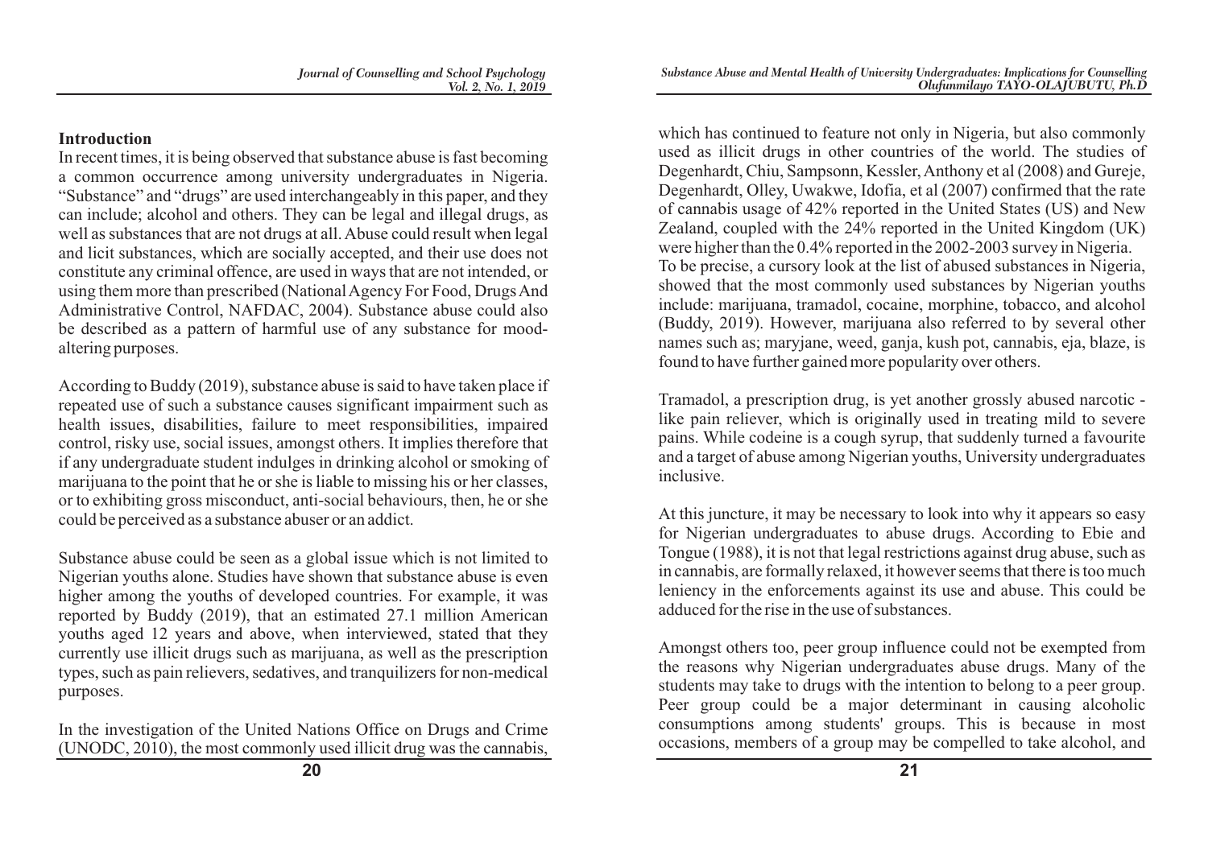## Introduction

In recent times, it is being observed that substance abuse is fast becoming a common occurrence among university undergraduates in Nigeria. "Substance" and "drugs" are used interchangeably in this paper, and they can include; alcohol and others. They can be legal and illegal drugs, as well as substances that are not drugs at all. Abuse could result when legal and licit substances, which are socially accepted, and their use does not constitute any criminal offence, are used in ways that are not intended, or using them more than prescribed (National Agency For Food, Drugs And Administrative Control, NAFDAC, 2004). Substance abuse could also be described as a pattern of harmful use of any substance for mood-altering purposes.

According to Buddy (2019), substance abuse is said to have taken place if repeated use of such a substance causes significant impairment such as health issues, disabilities, failure to meet responsibilities, impaired control, risky use, social issues, amongst others. It implies therefore that if any undergraduate student indulges in drinking alcohol or smoking of marijuana to the point that he or she is liable to missing his or her classes, or to exhibiting gross misconduct, anti-social behaviours, then, he or she could be perceived as a substance abuser or an addict.

Substance abuse could be seen as a global issue which is not limited to Nigerian youths alone. Studies have shown that substance abuse is even higher among the youths of developed countries. For example, it was reported by Buddy (2019), that an estimated 27.1 million American youths aged 12 years and above, when interviewed, stated that they currently use illicit drugs such as marijuana, as well as the prescription types, such as pain relievers, sedatives, and tranquilizers for non-medical purposes.

In the investigation of the United Nations Office on Drugs and Crime (UNODC, 2010), the most commonly used illicit drug was the cannabis, which has continued to feature not only in Nigeria, but also commonly used as illicit drugs in other countries of the world. The studies of Degenhardt, Chiu, Sampsonn, Kessler, Anthony et al (2008) and Gureje, Degenhardt, Olley, Uwakwe, Idofia, et al (2007) confirmed that the rate of cannabis usage of 42% reported in the United States (US) and New Zealand, coupled with the 24% reported in the United Kingdom (UK) were higher than the 0.4% reported in the 2002-2003 survey in Nigeria. To be precise, a cursory look at the list of abused substances in Nigeria, showed that the most commonly used substances by Nigerian youths include: marijuana, tramadol, cocaine, morphine, tobacco, and alcohol (Buddy, 2019). However, marijuana also referred to by several other names such as; maryjane, weed, ganja, kush pot, cannabis, eja, blaze, is found to have further gained more popularity over others.

Tramadol, a prescription drug, is yet another grossly abused narcotic - like pain reliever, which is originally used in treating mild to severe pains. While codeine is a cough syrup, that suddenly turned a favourite and a target of abuse among Nigerian youths, University undergraduates inclusive.

At this juncture, it may be necessary to look into why it appears so easy for Nigerian undergraduates to abuse drugs. According to Ebie and Tongue (1988), it is not that legal restrictions against drug abuse, such as in cannabis, are formally relaxed, it however seems that there is too much leniency in the enforcements against its use and abuse. This could be adduced for the rise in the use of substances.

Amongst others too, peer group influence could not be exempted from the reasons why Nigerian undergraduates abuse drugs. Many of the students may take to drugs with the intention to belong to a peer group. Peer group could be a major determinant in causing alcoholic consumptions among students' groups. This is because in most occasions, members of a group may be compelled to take alcohol, and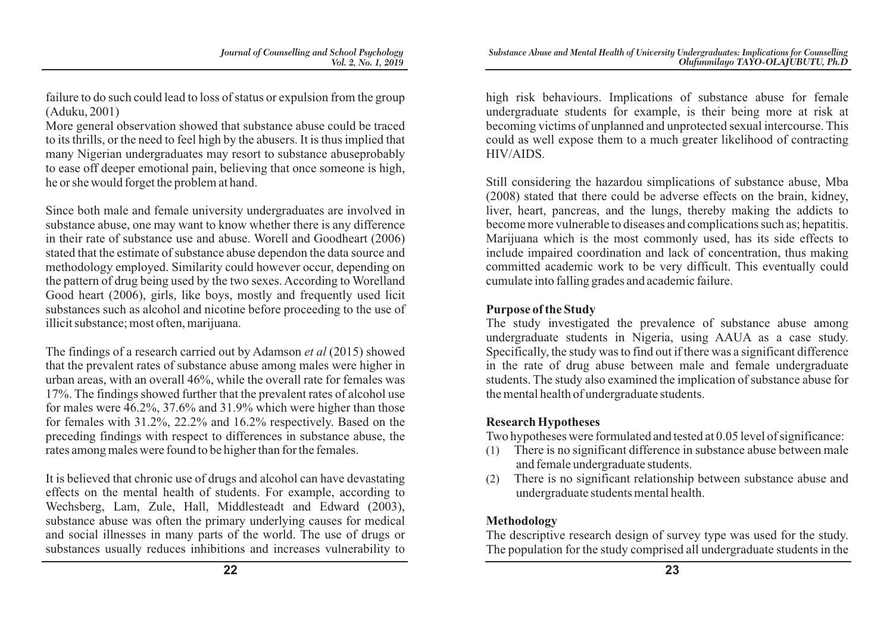failure to do such could lead to loss of status or expulsion from the group (Aduku, 2001)

More general observation showed that substance abuse could be traced to its thrills, or the need to feel high by the abusers. It is thus implied that many Nigerian undergraduates may resort to substance abuseprobably to ease off deeper emotional pain, believing that once someone is high, he or she would forget the problem at hand.

Since both male and female university undergraduates are involved in substance abuse, one may want to know whether there is any difference in their rate of substance use and abuse. Worell and Goodheart (2006) stated that the estimate of substance abuse dependon the data source and methodology employed. Similarity could however occur, depending on the pattern of drug being used by the two sexes. According to Worelland Good heart (2006), girls, like boys, mostly and frequently used licit substances such as alcohol and nicotine before proceeding to the use of illicit substance; most often, marijuana.

The findings of a research carried out by Adamson *et al* (2015) showed that the prevalent rates of substance abuse among males were higher in urban areas, with an overall 46%, while the overall rate for females was 17%. The findings showed further that the prevalent rates of alcohol use for males were 46.2%, 37.6% and 31.9% which were higher than those for females with 31.2%, 22.2% and 16.2% respectively. Based on the preceding findings with respect to differences in substance abuse, the rates among males were found to be higher than for the females.

It is believed that chronic use of drugs and alcohol can have devastating effects on the mental health of students. For example, according to Wechsberg, Lam, Zule, Hall, Middlesteadt and Edward (2003), substance abuse was often the primary underlying causes for medical and social illnesses in many parts of the world. The use of drugs or substances usually reduces inhibitions and increases vulnerability to high risk behaviours. Implications of substance abuse for female undergraduate students for example, is their being more at risk at becoming victims of unplanned and unprotected sexual intercourse. This could as well expose them to a much greater likelihood of contracting HIV/AIDS.

Still considering the hazardou simplications of substance abuse, Mba (2008) stated that there could be adverse effects on the brain, kidney, liver, heart, pancreas, and the lungs, thereby making the addicts to become more vulnerable to diseases and complications such as; hepatitis. Marijuana which is the most commonly used, has its side effects to include impaired coordination and lack of concentration, thus making committed academic work to be very difficult. This eventually could cumulate into falling grades and academic failure.

## Purpose of the Study

The study investigated the prevalence of substance abuse among undergraduate students in Nigeria, using AAUA as a case study. Specifically, the study was to find out if there was a significant difference in the rate of drug abuse between male and female undergraduate students. The study also examined the implication of substance abuse for the mental health of undergraduate students.

## Research Hypotheses

Two hypotheses were formulated and tested at 0.05 level of significance:

(1) There is no significant difference in substance abuse between male and female undergraduate students.
(2) There is no significant relationship between substance abuse and undergraduate students mental health.

## Methodology

The descriptive research design of survey type was used for the study. The population for the study comprised all undergraduate students in the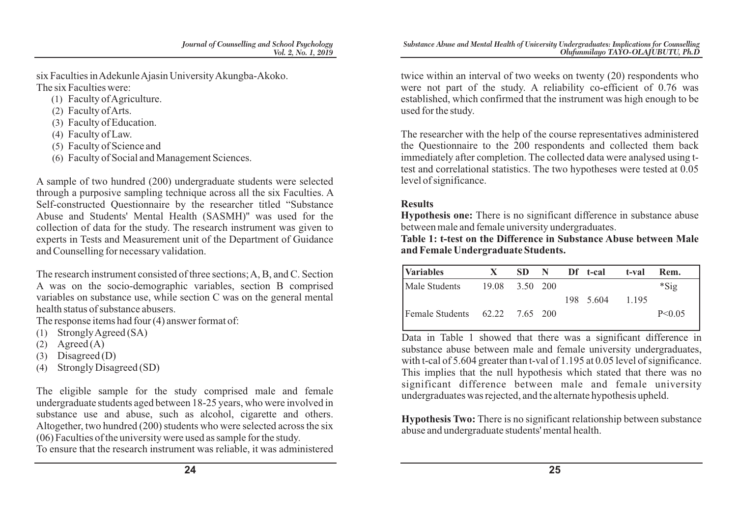six Faculties in Adekunle Ajasin University Akungba-Akoko.
The six Faculties were:

(1) Faculty of Agriculture.
(2) Faculty of Arts.
(3) Faculty of Education.
(4) Faculty of Law.
(5) Faculty of Science and
(6) Faculty of Social and Management Sciences.

A sample of two hundred (200) undergraduate students were selected through a purposive sampling technique across all the six Faculties. A Self-constructed Questionnaire by the researcher titled "Substance Abuse and Students' Mental Health (SASMH)" was used for the collection of data for the study. The research instrument was given to experts in Tests and Measurement unit of the Department of Guidance and Counselling for necessary validation.

The research instrument consisted of three sections; A, B, and C. Section A was on the socio-demographic variables, section B comprised variables on substance use, while section C was on the general mental health status of substance abusers.
The response items had four (4) answer format of:

(1) Strongly Agreed (SA)
(2) Agreed (A)
(3) Disagreed (D)
(4) Strongly Disagreed (SD)

The eligible sample for the study comprised male and female undergraduate students aged between 18-25 years, who were involved in substance use and abuse, such as alcohol, cigarette and others. Altogether, two hundred (200) students who were selected across the six (06) Faculties of the university were used as sample for the study.
To ensure that the research instrument was reliable, it was administered twice within an interval of two weeks on twenty (20) respondents who were not part of the study. A reliability co-efficient of 0.76 was established, which confirmed that the instrument was high enough to be used for the study.

The researcher with the help of the course representatives administered the Questionnaire to the 200 respondents and collected them back immediately after completion. The collected data were analysed using t-test and correlational statistics. The two hypotheses were tested at 0.05 level of significance.

## Results

**Hypothesis one:** There is no significant difference in substance abuse between male and female university undergraduates.

**Table 1: t-test on the Difference in Substance Abuse between Male and Female Undergraduate Students.**

| Variables | X | SD | N | Df | t-cal | t-val | Rem. |
|---|---|---|---|---|---|---|---|
| Male Students | 19.08 | 3.50 | 200 | | | | *Sig |
| | | | | 198 | 5.604 | 1.195 | |
| Female Students | 62.22 | 7.65 | 200 | | | | $P<0.05$ |

Data in Table 1 showed that there was a significant difference in substance abuse between male and female university undergraduates, with t-cal of 5.604 greater than t-val of 1.195 at 0.05 level of significance. This implies that the null hypothesis which stated that there was no significant difference between male and female university undergraduates was rejected, and the alternate hypothesis upheld.

**Hypothesis Two:** There is no significant relationship between substance abuse and undergraduate students' mental health.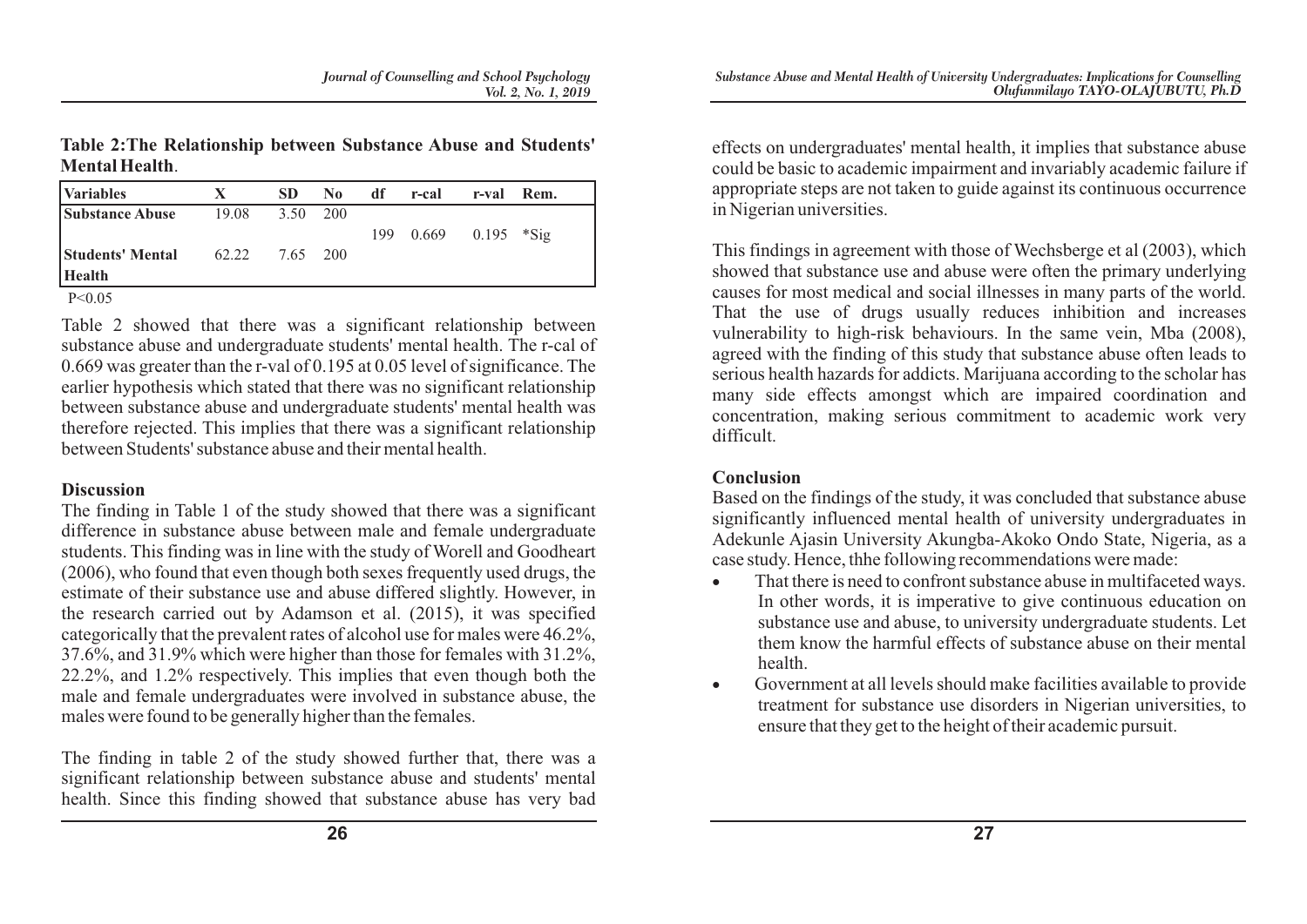**Table 2: The Relationship between Substance Abuse and Students' Mental Health**.

| Variables | X | SD | No | df | r-cal | r-val | Rem. |
|---|---|---|---|---|---|---|---|
| Substance Abuse | 19.08 | 3.50 | 200 | | | | |
| | | | | 199 | 0.669 | 0.195 | *Sig |
| Students' Mental Health | 62.22 | 7.65 | 200 | | | | |

$P<0.05$

Table 2 showed that there was a significant relationship between substance abuse and undergraduate students' mental health. The r-cal of 0.669 was greater than the r-val of 0.195 at 0.05 level of significance. The earlier hypothesis which stated that there was no significant relationship between substance abuse and undergraduate students' mental health was therefore rejected. This implies that there was a significant relationship between Students' substance abuse and their mental health.

## Discussion

The finding in Table 1 of the study showed that there was a significant difference in substance abuse between male and female undergraduate students. This finding was in line with the study of Worell and Goodheart (2006), who found that even though both sexes frequently used drugs, the estimate of their substance use and abuse differed slightly. However, in the research carried out by Adamson et al. (2015), it was specified categorically that the prevalent rates of alcohol use for males were 46.2%, 37.6%, and 31.9% which were higher than those for females with 31.2%, 22.2%, and 1.2% respectively. This implies that even though both the male and female undergraduates were involved in substance abuse, the males were found to be generally higher than the females.

The finding in table 2 of the study showed further that, there was a significant relationship between substance abuse and students' mental health. Since this finding showed that substance abuse has very bad effects on undergraduates' mental health, it implies that substance abuse could be basic to academic impairment and invariably academic failure if appropriate steps are not taken to guide against its continuous occurrence in Nigerian universities.

This findings in agreement with those of Wechsberge et al (2003), which showed that substance use and abuse were often the primary underlying causes for most medical and social illnesses in many parts of the world. That the use of drugs usually reduces inhibition and increases vulnerability to high-risk behaviours. In the same vein, Mba (2008), agreed with the finding of this study that substance abuse often leads to serious health hazards for addicts. Marijuana according to the scholar has many side effects amongst which are impaired coordination and concentration, making serious commitment to academic work very difficult.

## Conclusion

Based on the findings of the study, it was concluded that substance abuse significantly influenced mental health of university undergraduates in Adekunle Ajasin University Akungba-Akoko Ondo State, Nigeria, as a case study. Hence, thhe following recommendations were made:

- That there is need to confront substance abuse in multifaceted ways. In other words, it is imperative to give continuous education on substance use and abuse, to university undergraduate students. Let them know the harmful effects of substance abuse on their mental health.
- Government at all levels should make facilities available to provide treatment for substance use disorders in Nigerian universities, to ensure that they get to the height of their academic pursuit.